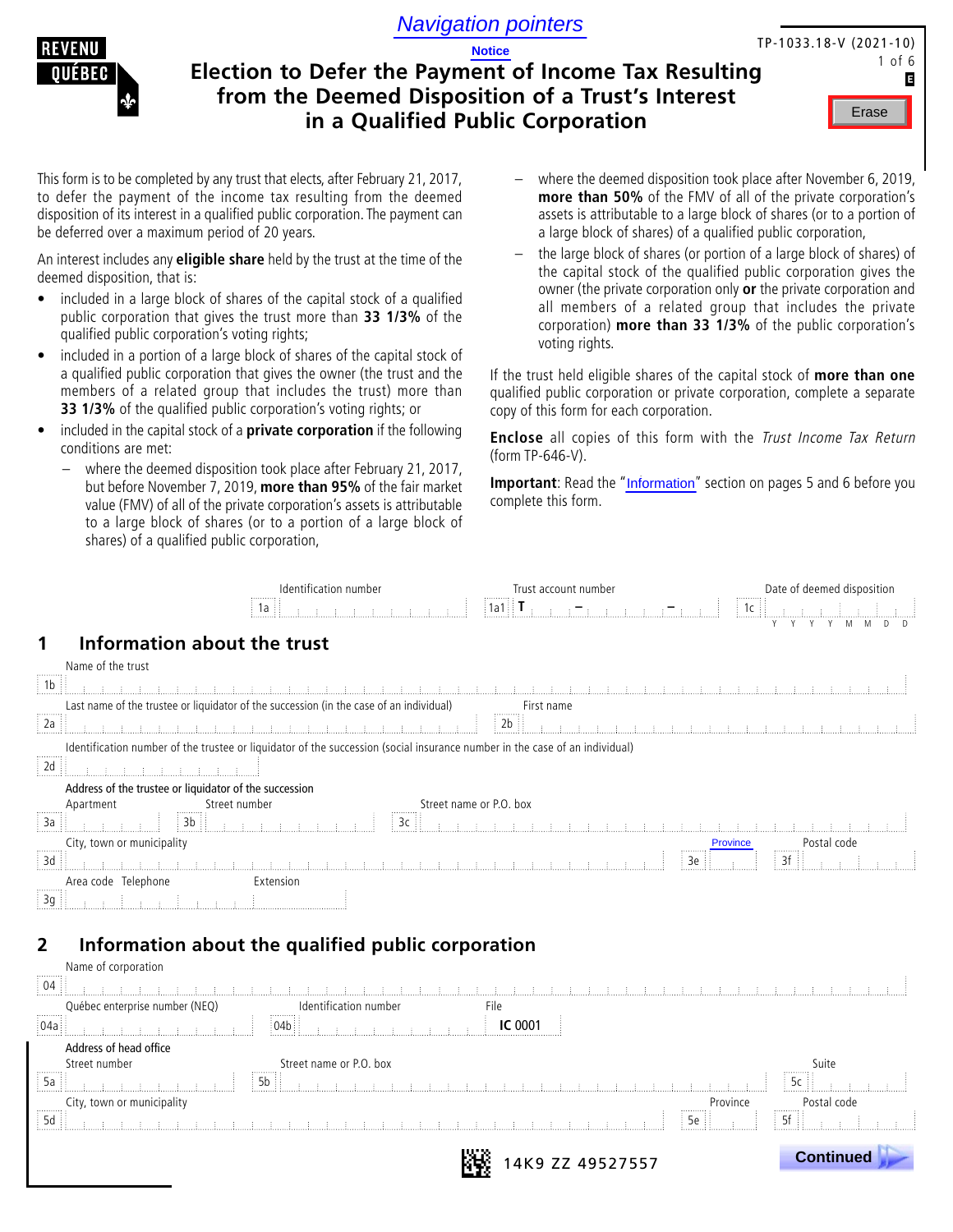Navigation pointers

Notice

REVENU QUÉBEC

TP-1033.18-V (2021-10)

# Election to Defer the Payment of Income Tax Resulting from the Deemed Disposition of a Trust's Interest in a Qualified Public Corporation

This form is to be completed by any trust that elects, after February 21, 2017, to defer the payment of the income tax resulting from the deemed disposition of its interest in a qualified public corporation. The payment can be deferred over a maximum period of 20 years.

An interest includes any **eligible share** held by the trust at the time of the deemed disposition, that is:

- included in a large block of shares of the capital stock of a qualified public corporation that gives the trust more than **33 1/3%** of the qualified public corporation's voting rights;
- included in a portion of a large block of shares of the capital stock of a qualified public corporation that gives the owner (the trust and the members of a related group that includes the trust) more than **33 1/3%** of the qualified public corporation's voting rights; or
- included in the capital stock of a **private corporation** if the following conditions are met:
  - where the deemed disposition took place after February 21, 2017, but before November 7, 2019, **more than 95%** of the fair market value (FMV) of all of the private corporation's assets is attributable to a large block of shares (or to a portion of a large block of shares) of a qualified public corporation,
  - where the deemed disposition took place after November 6, 2019, **more than 50%** of the FMV of all of the private corporation's assets is attributable to a large block of shares (or to a portion of a large block of shares) of a qualified public corporation,
  - the large block of shares (or portion of a large block of shares) of the capital stock of the qualified public corporation gives the owner (the private corporation only **or** the private corporation and all members of a related group that includes the private corporation) **more than 33 1/3%** of the public corporation's voting rights.

If the trust held eligible shares of the capital stock of **more than one** qualified public corporation or private corporation, complete a separate copy of this form for each corporation.

**Enclose** all copies of this form with the *Trust Income Tax Return* (form TP-646-V).

**Important**: Read the "Information" section on pages 5 and 6 before you complete this form.

Identification number 1a ______ Trust account number 1a1 T ___–___–___ Date of deemed disposition 1c YYYYMMDD

## 1 Information about the trust

1b Name of the trust

2a Last name of the trustee or liquidator of the succession (in the case of an individual) 2b First name

2d Identification number of the trustee or liquidator of the succession (social insurance number in the case of an individual)

Address of the trustee or liquidator of the succession

3a Apartment 3b Street number 3c Street name or P.O. box

3d City, town or municipality 3e Province 3f Postal code

3g Area code Telephone Extension

## 2 Information about the qualified public corporation

04 Name of corporation

04a Québec enterprise number (NEQ) 04b Identification number File IC 0001

Address of head office

5a Street number 5b Street name or P.O. box 5c Suite

5d City, town or municipality 5e Province 5f Postal code

14K9 ZZ 49527557

Continued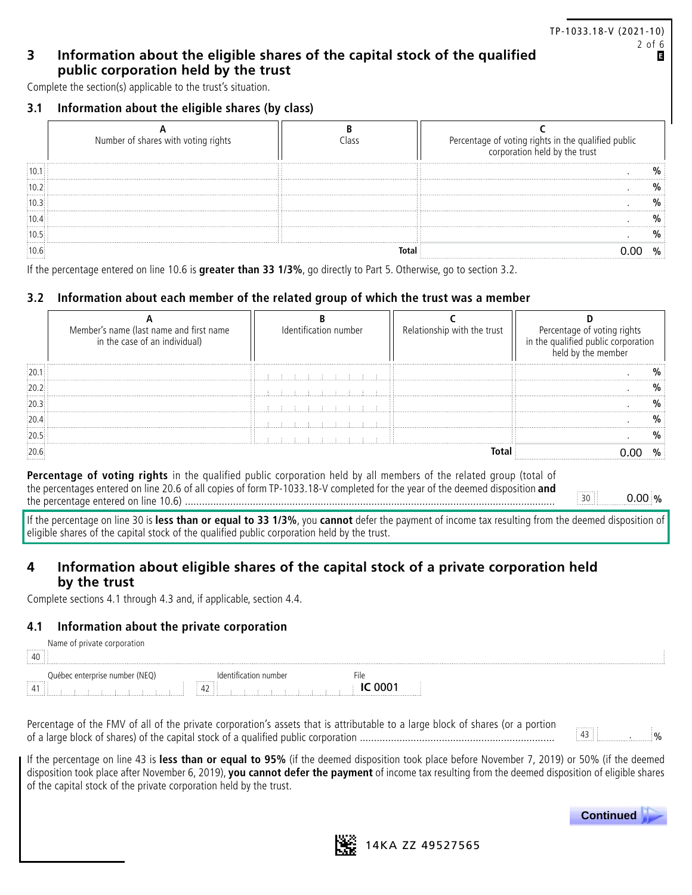## 3 Information about the eligible shares of the capital stock of the qualified public corporation held by the trust

Complete the section(s) applicable to the trust's situation.

### 3.1 Information about the eligible shares (by class)

| | A<br>Number of shares with voting rights | B<br>Class | C<br>Percentage of voting rights in the qualified public corporation held by the trust |
|---|---|---|---|
| 10.1 | | | . % |
| 10.2 | | | . % |
| 10.3 | | | . % |
| 10.4 | | | . % |
| 10.5 | | | . % |
| 10.6 | | **Total** | 0.00 % |

If the percentage entered on line 10.6 is **greater than 33 1/3%**, go directly to Part 5. Otherwise, go to section 3.2.

### 3.2 Information about each member of the related group of which the trust was a member

| | A<br>Member's name (last name and first name in the case of an individual) | B<br>Identification number | C<br>Relationship with the trust | D<br>Percentage of voting rights in the qualified public corporation held by the member |
|---|---|---|---|---|
| 20.1 | | | | . % |
| 20.2 | | | | . % |
| 20.3 | | | | . % |
| 20.4 | | | | . % |
| 20.5 | | | | . % |
| 20.6 | | | **Total** | 0.00 % |

**Percentage of voting rights** in the qualified public corporation held by all members of the related group (total of the percentages entered on line 20.6 of all copies of form TP-1033.18-V completed for the year of the deemed disposition **and** the percentage entered on line 10.6) ..... 30 | 0.00 %

If the percentage on line 30 is **less than or equal to 33 1/3%**, you **cannot** defer the payment of income tax resulting from the deemed disposition of eligible shares of the capital stock of the qualified public corporation held by the trust.

## 4 Information about eligible shares of the capital stock of a private corporation held by the trust

Complete sections 4.1 through 4.3 and, if applicable, section 4.4.

### 4.1 Information about the private corporation

Name of private corporation
40 |

Québec enterprise number (NEQ)
41 |

Identification number
42 |

File
**IC 0001**

Percentage of the FMV of all of the private corporation's assets that is attributable to a large block of shares (or a portion of a large block of shares) of the capital stock of a qualified public corporation ..... 43 | . %

If the percentage on line 43 is **less than or equal to 95%** (if the deemed disposition took place before November 7, 2019) or 50% (if the deemed disposition took place after November 6, 2019), **you cannot defer the payment** of income tax resulting from the deemed disposition of eligible shares of the capital stock of the private corporation held by the trust.

**Continued**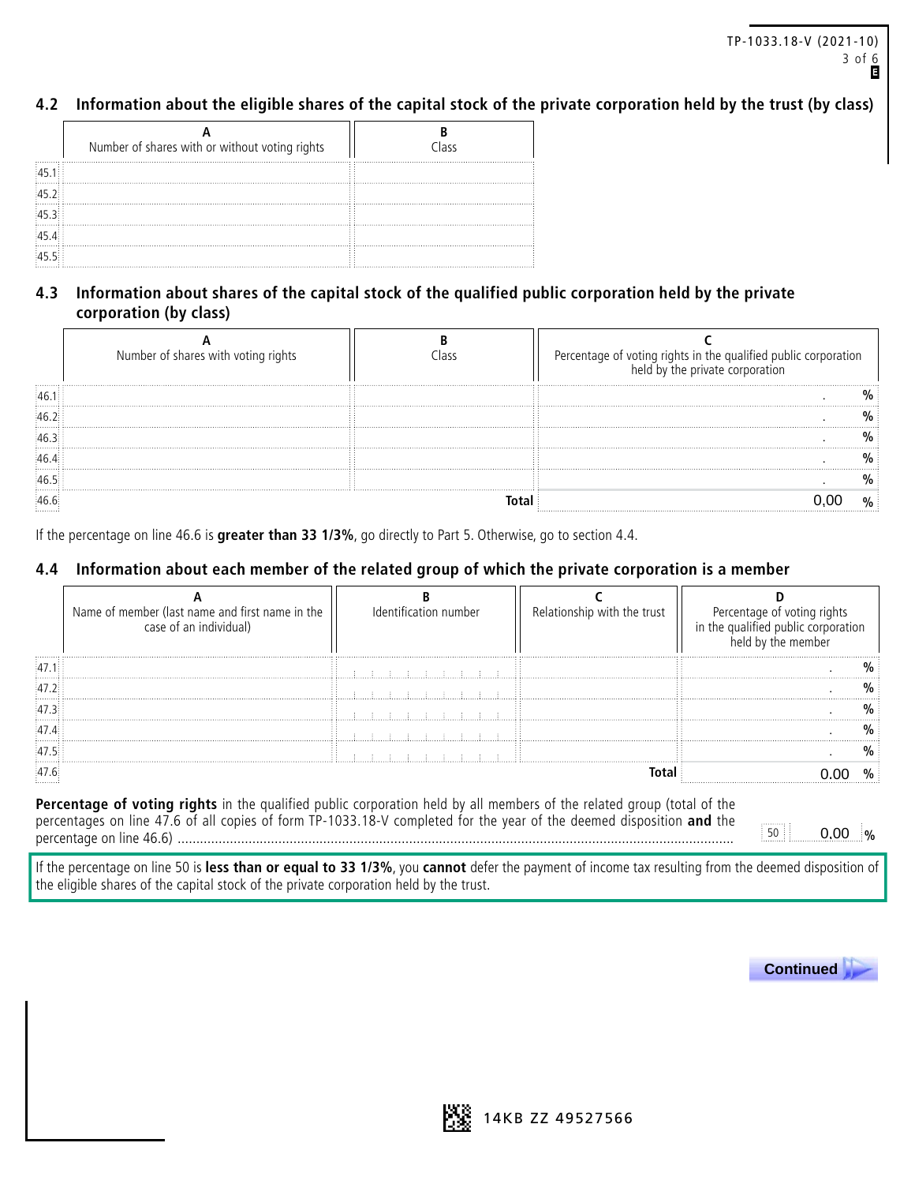## 4.2 Information about the eligible shares of the capital stock of the private corporation held by the trust (by class)

| | A<br>Number of shares with or without voting rights | B<br>Class |
|---|---|---|
| 45.1 | | |
| 45.2 | | |
| 45.3 | | |
| 45.4 | | |
| 45.5 | | |

## 4.3 Information about shares of the capital stock of the qualified public corporation held by the private corporation (by class)

| | A<br>Number of shares with voting rights | B<br>Class | C<br>Percentage of voting rights in the qualified public corporation held by the private corporation |
|---|---|---|---|
| 46.1 | | | . % |
| 46.2 | | | . % |
| 46.3 | | | . % |
| 46.4 | | | . % |
| 46.5 | | | . % |
| 46.6 | | **Total** | 0,00 % |

If the percentage on line 46.6 is **greater than 33 1/3%**, go directly to Part 5. Otherwise, go to section 4.4.

## 4.4 Information about each member of the related group of which the private corporation is a member

| | A<br>Name of member (last name and first name in the case of an individual) | B<br>Identification number | C<br>Relationship with the trust | D<br>Percentage of voting rights in the qualified public corporation held by the member |
|---|---|---|---|---|
| 47.1 | | | | . % |
| 47.2 | | | | . % |
| 47.3 | | | | . % |
| 47.4 | | | | . % |
| 47.5 | | | | . % |
| 47.6 | | | **Total** | 0.00 % |

**Percentage of voting rights** in the qualified public corporation held by all members of the related group (total of the percentages on line 47.6 of all copies of form TP-1033.18-V completed for the year of the deemed disposition **and** the percentage on line 46.6) ........ 50 | 0,00 %

If the percentage on line 50 is **less than or equal to 33 1/3%**, you **cannot** defer the payment of income tax resulting from the deemed disposition of the eligible shares of the capital stock of the private corporation held by the trust.

**Continued**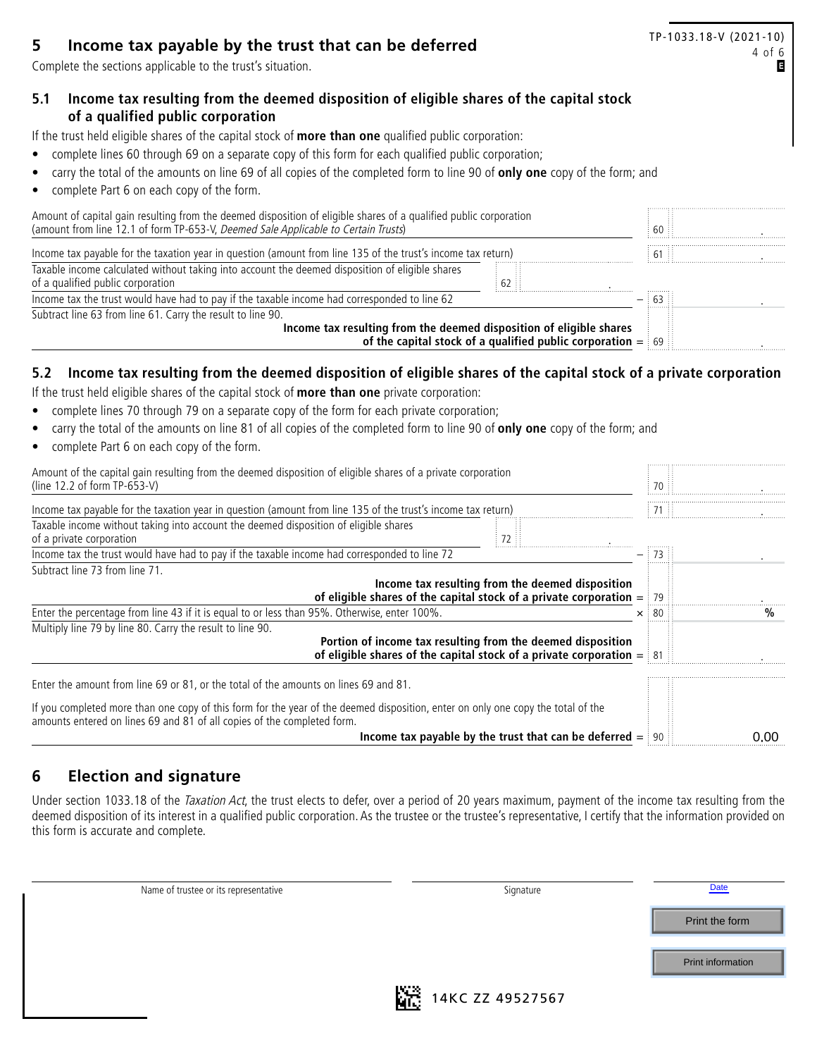## 5 Income tax payable by the trust that can be deferred

Complete the sections applicable to the trust's situation.

### 5.1 Income tax resulting from the deemed disposition of eligible shares of the capital stock of a qualified public corporation

If the trust held eligible shares of the capital stock of **more than one** qualified public corporation:

- complete lines 60 through 69 on a separate copy of this form for each qualified public corporation;
- carry the total of the amounts on line 69 of all copies of the completed form to line 90 of **only one** copy of the form; and
- complete Part 6 on each copy of the form.

| Description | | | Line | Amount |
|---|---|---|---|---|
| Amount of capital gain resulting from the deemed disposition of eligible shares of a qualified public corporation (amount from line 12.1 of form TP-653-V, *Deemed Sale Applicable to Certain Trusts*) | | | 60 | . |
| Income tax payable for the taxation year in question (amount from line 135 of the trust's income tax return) | | | 61 | . |
| Taxable income calculated without taking into account the deemed disposition of eligible shares of a qualified public corporation | 62 | . | | |
| Income tax the trust would have had to pay if the taxable income had corresponded to line 62 | | | − 63 | . |
| Subtract line 63 from line 61. Carry the result to line 90. **Income tax resulting from the deemed disposition of eligible shares of the capital stock of a qualified public corporation** | | | = 69 | . |

### 5.2 Income tax resulting from the deemed disposition of eligible shares of the capital stock of a private corporation

If the trust held eligible shares of the capital stock of **more than one** private corporation:

- complete lines 70 through 79 on a separate copy of the form for each private corporation;
- carry the total of the amounts on line 81 of all copies of the completed form to line 90 of **only one** copy of the form; and
- complete Part 6 on each copy of the form.

| Description | | | Line | Amount |
|---|---|---|---|---|
| Amount of the capital gain resulting from the deemed disposition of eligible shares of a private corporation (line 12.2 of form TP-653-V) | | | 70 | . |
| Income tax payable for the taxation year in question (amount from line 135 of the trust's income tax return) | | | 71 | . |
| Taxable income without taking into account the deemed disposition of eligible shares of a private corporation | 72 | . | | |
| Income tax the trust would have had to pay if the taxable income had corresponded to line 72 | | | − 73 | . |
| Subtract line 73 from line 71. **Income tax resulting from the deemed disposition of eligible shares of the capital stock of a private corporation** | | | = 79 | . |
| Enter the percentage from line 43 if it is equal to or less than 95%. Otherwise, enter 100%. | | | × 80 | % |
| Multiply line 79 by line 80. Carry the result to line 90. **Portion of income tax resulting from the deemed disposition of eligible shares of the capital stock of a private corporation** | | | = 81 | . |

Enter the amount from line 69 or 81, or the total of the amounts on lines 69 and 81.

If you completed more than one copy of this form for the year of the deemed disposition, enter on only one copy the total of the amounts entered on lines 69 and 81 of all copies of the completed form.

**Income tax payable by the trust that can be deferred** = 90 0.00

## 6 Election and signature

Under section 1033.18 of the *Taxation Act*, the trust elects to defer, over a period of 20 years maximum, payment of the income tax resulting from the deemed disposition of its interest in a qualified public corporation. As the trustee or the trustee's representative, I certify that the information provided on this form is accurate and complete.

| Name of trustee or its representative | Signature | Date |
|---|---|---|
| | | |

14KC ZZ 49527567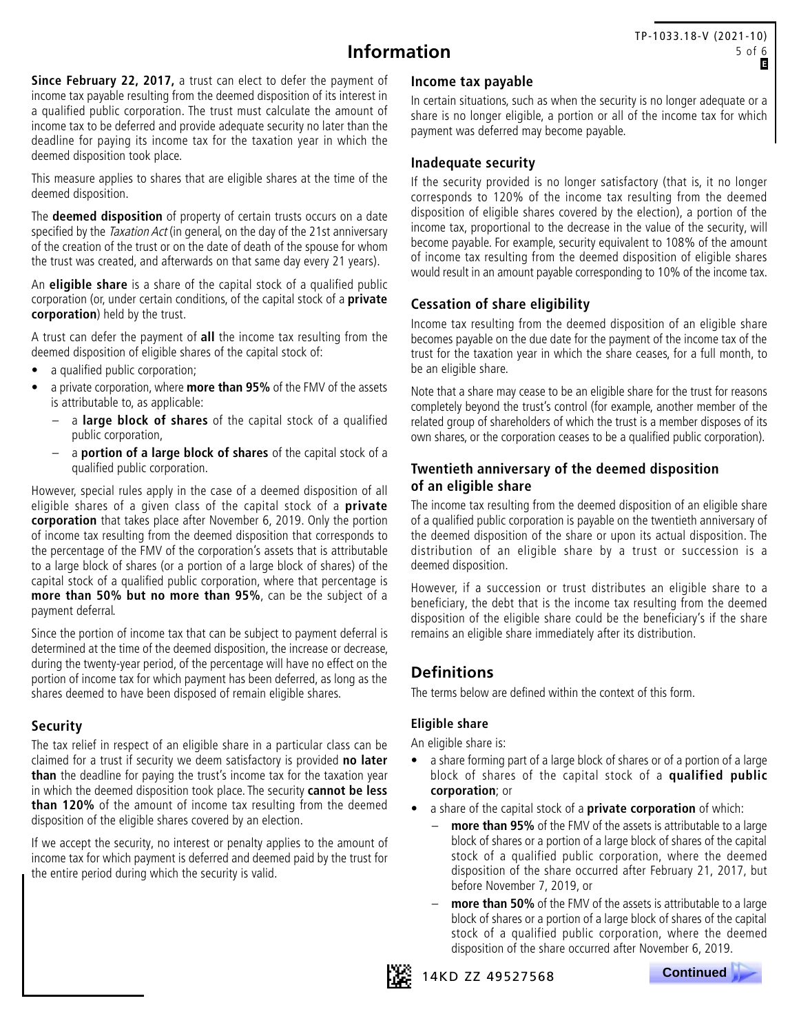# Information

**Since February 22, 2017,** a trust can elect to defer the payment of income tax payable resulting from the deemed disposition of its interest in a qualified public corporation. The trust must calculate the amount of income tax to be deferred and provide adequate security no later than the deadline for paying its income tax for the taxation year in which the deemed disposition took place.

This measure applies to shares that are eligible shares at the time of the deemed disposition.

The **deemed disposition** of property of certain trusts occurs on a date specified by the *Taxation Act* (in general, on the day of the 21st anniversary of the creation of the trust or on the date of death of the spouse for whom the trust was created, and afterwards on that same day every 21 years).

An **eligible share** is a share of the capital stock of a qualified public corporation (or, under certain conditions, of the capital stock of a **private corporation**) held by the trust.

A trust can defer the payment of **all** the income tax resulting from the deemed disposition of eligible shares of the capital stock of:

- a qualified public corporation;
- a private corporation, where **more than 95%** of the FMV of the assets is attributable to, as applicable:
  - a **large block of shares** of the capital stock of a qualified public corporation,
  - a **portion of a large block of shares** of the capital stock of a qualified public corporation.

However, special rules apply in the case of a deemed disposition of all eligible shares of a given class of the capital stock of a **private corporation** that takes place after November 6, 2019. Only the portion of income tax resulting from the deemed disposition that corresponds to the percentage of the FMV of the corporation's assets that is attributable to a large block of shares (or a portion of a large block of shares) of the capital stock of a qualified public corporation, where that percentage is **more than 50% but no more than 95%**, can be the subject of a payment deferral.

Since the portion of income tax that can be subject to payment deferral is determined at the time of the deemed disposition, the increase or decrease, during the twenty-year period, of the percentage will have no effect on the portion of income tax for which payment has been deferred, as long as the shares deemed to have been disposed of remain eligible shares.

## Security

The tax relief in respect of an eligible share in a particular class can be claimed for a trust if security we deem satisfactory is provided **no later than** the deadline for paying the trust's income tax for the taxation year in which the deemed disposition took place. The security **cannot be less than 120%** of the amount of income tax resulting from the deemed disposition of the eligible shares covered by an election.

If we accept the security, no interest or penalty applies to the amount of income tax for which payment is deferred and deemed paid by the trust for the entire period during which the security is valid.

## Income tax payable

In certain situations, such as when the security is no longer adequate or a share is no longer eligible, a portion or all of the income tax for which payment was deferred may become payable.

## Inadequate security

If the security provided is no longer satisfactory (that is, it no longer corresponds to 120% of the income tax resulting from the deemed disposition of eligible shares covered by the election), a portion of the income tax, proportional to the decrease in the value of the security, will become payable. For example, security equivalent to 108% of the amount of income tax resulting from the deemed disposition of eligible shares would result in an amount payable corresponding to 10% of the income tax.

## Cessation of share eligibility

Income tax resulting from the deemed disposition of an eligible share becomes payable on the due date for the payment of the income tax of the trust for the taxation year in which the share ceases, for a full month, to be an eligible share.

Note that a share may cease to be an eligible share for the trust for reasons completely beyond the trust's control (for example, another member of the related group of shareholders of which the trust is a member disposes of its own shares, or the corporation ceases to be a qualified public corporation).

## Twentieth anniversary of the deemed disposition of an eligible share

The income tax resulting from the deemed disposition of an eligible share of a qualified public corporation is payable on the twentieth anniversary of the deemed disposition of the share or upon its actual disposition. The distribution of an eligible share by a trust or succession is a deemed disposition.

However, if a succession or trust distributes an eligible share to a beneficiary, the debt that is the income tax resulting from the deemed disposition of the eligible share could be the beneficiary's if the share remains an eligible share immediately after its distribution.

# Definitions

The terms below are defined within the context of this form.

## Eligible share

An eligible share is:

- a share forming part of a large block of shares or of a portion of a large block of shares of the capital stock of a **qualified public corporation**; or
- a share of the capital stock of a **private corporation** of which:
  - **more than 95%** of the FMV of the assets is attributable to a large block of shares or a portion of a large block of shares of the capital stock of a qualified public corporation, where the deemed disposition of the share occurred after February 21, 2017, but before November 7, 2019, or
  - **more than 50%** of the FMV of the assets is attributable to a large block of shares or a portion of a large block of shares of the capital stock of a qualified public corporation, where the deemed disposition of the share occurred after November 6, 2019.

Continued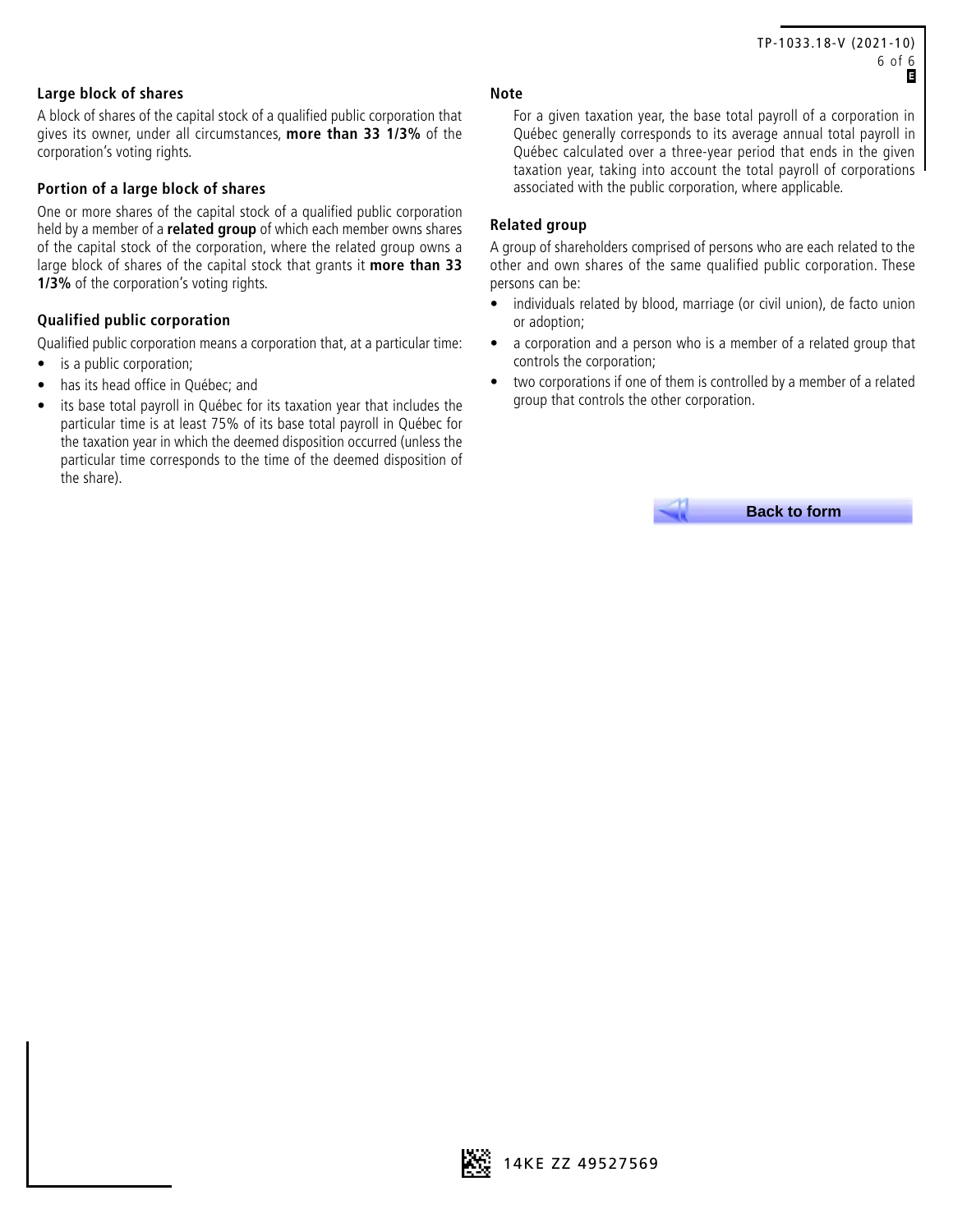### Large block of shares

A block of shares of the capital stock of a qualified public corporation that gives its owner, under all circumstances, **more than 33 1/3%** of the corporation's voting rights.

### Portion of a large block of shares

One or more shares of the capital stock of a qualified public corporation held by a member of a **related group** of which each member owns shares of the capital stock of the corporation, where the related group owns a large block of shares of the capital stock that grants it **more than 33 1/3%** of the corporation's voting rights.

### Qualified public corporation

Qualified public corporation means a corporation that, at a particular time:

- is a public corporation;
- has its head office in Québec; and
- its base total payroll in Québec for its taxation year that includes the particular time is at least 75% of its base total payroll in Québec for the taxation year in which the deemed disposition occurred (unless the particular time corresponds to the time of the deemed disposition of the share).

### Note

For a given taxation year, the base total payroll of a corporation in Québec generally corresponds to its average annual total payroll in Québec calculated over a three-year period that ends in the given taxation year, taking into account the total payroll of corporations associated with the public corporation, where applicable.

### Related group

A group of shareholders comprised of persons who are each related to the other and own shares of the same qualified public corporation. These persons can be:

- individuals related by blood, marriage (or civil union), de facto union or adoption;
- a corporation and a person who is a member of a related group that controls the corporation;
- two corporations if one of them is controlled by a member of a related group that controls the other corporation.

Back to form

14KE ZZ 49527569